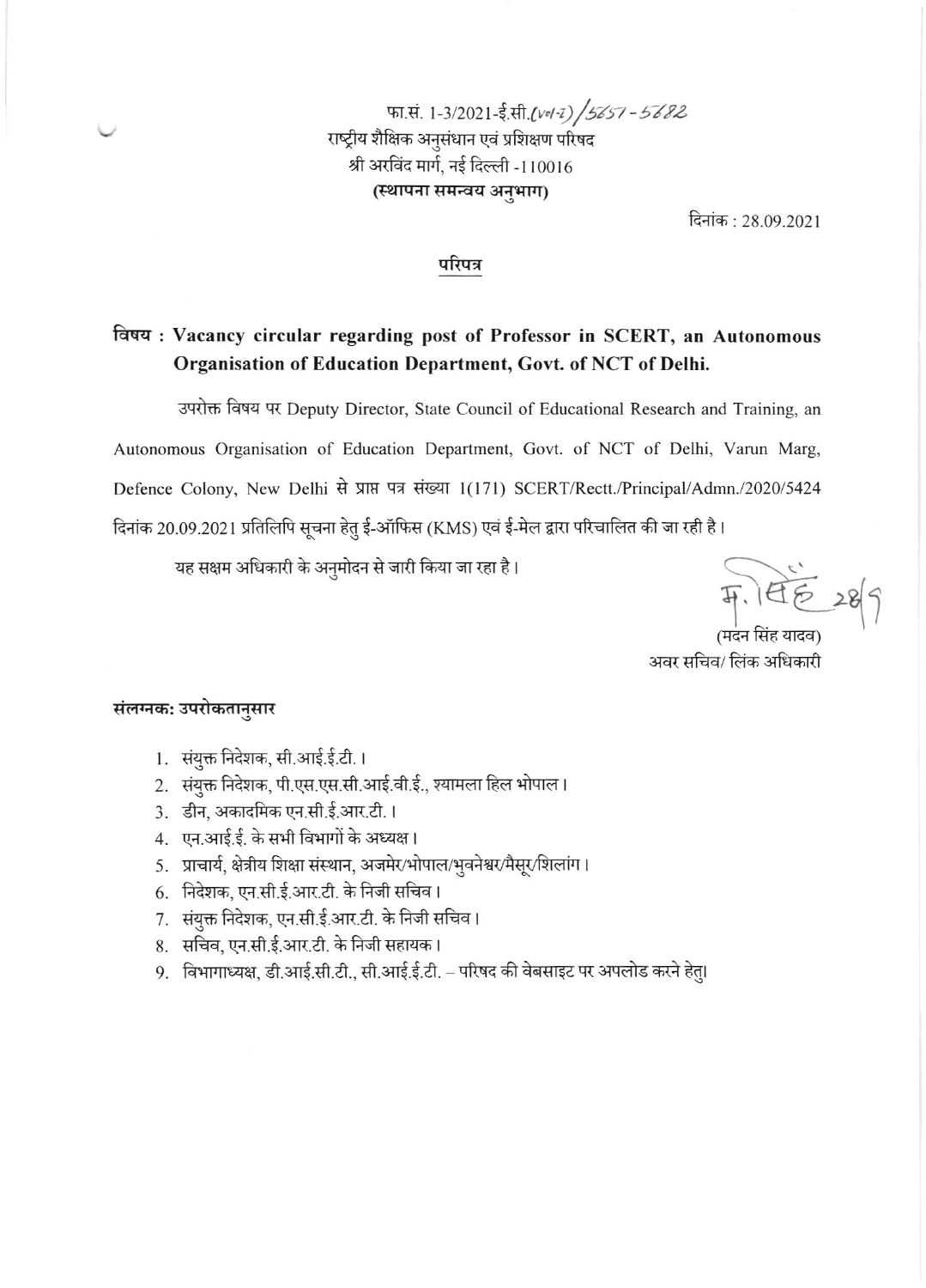फा.सं. 1-3/2021-ई.सी.(vol-I)/5657-5682

राष्ट्रीय शैक्षिक अनुसंधान एवं प्रशिक्षण परिषद

श्री अरविंद मार्ग, नई दिल्ली -110016

**(स्थापना समन्वय अनुभाग)**

दिनांक : 28.09.2021

## परिपत्र

**विषय : Vacancy circular regarding post of Professor in SCERT, an Autonomous Organisation of Education Department, Govt. of NCT of Delhi.**

उपरोक्त विषय पर Deputy Director, State Council of Educational Research and Training, an Autonomous Organisation of Education Department, Govt. of NCT of Delhi, Varun Marg, Defence Colony, New Delhi से प्राप्त पत्र संख्या 1(171) SCERT/Rectt./Principal/Admn./2020/5424 दिनांक 20.09.2021 प्रतिलिपि सूचना हेतु ई-ऑफिस (KMS) एवं ई-मेल द्वारा परिचालित की जा रही है।

यह सक्षम अधिकारी के अनुमोदन से जारी किया जा रहा है।

म. सिंह 28/9

(मदन सिंह यादव)

अवर सचिव/ लिंक अधिकारी

**संलग्नक: उपरोकतानुसार**

1. संयुक्त निदेशक, सी.आई.ई.टी.।
2. संयुक्त निदेशक, पी.एस.एस.सी.आई.वी.ई., श्यामला हिल भोपाल।
3. डीन, अकादमिक एन.सी.ई.आर.टी.।
4. एन.आई.ई. के सभी विभागों के अध्यक्ष।
5. प्राचार्य, क्षेत्रीय शिक्षा संस्थान, अजमेर/भोपाल/भुवनेश्वर/मैसूर/शिलांग।
6. निदेशक, एन.सी.ई.आर.टी. के निजी सचिव।
7. संयुक्त निदेशक, एन.सी.ई.आर.टी. के निजी सचिव।
8. सचिव, एन.सी.ई.आर.टी. के निजी सहायक।
9. विभागाध्यक्ष, डी.आई.सी.टी., सी.आई.ई.टी. – परिषद की वेबसाइट पर अपलोड करने हेतु।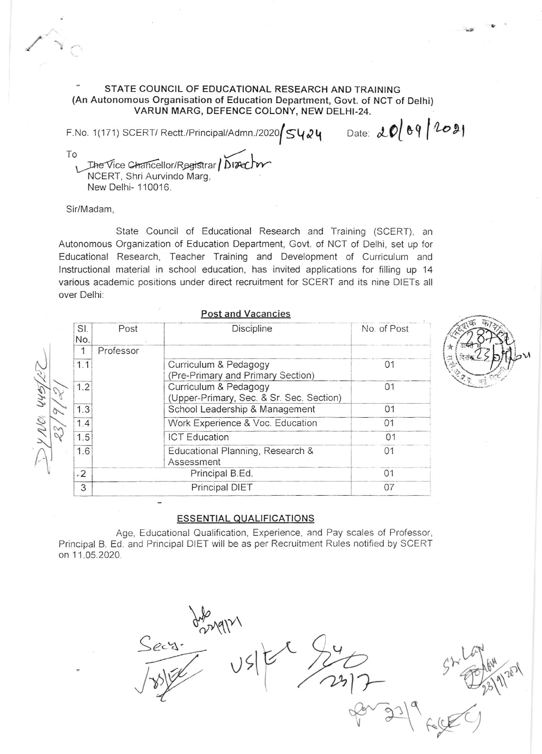**STATE COUNCIL OF EDUCATIONAL RESEARCH AND TRAINING**
**(An Autonomous Organisation of Education Department, Govt. of NCT of Delhi)**
**VARUN MARG, DEFENCE COLONY, NEW DELHI-24.**

F.No. 1(171) SCERT/ Rectt./Principal/Admn./2020/5424 Date: 20/09/2021

To
~~The Vice Chancellor/Registrar~~ / Director
NCERT, Shri Aurvindo Marg,
New Delhi- 110016.

Sir/Madam,

State Council of Educational Research and Training (SCERT), an Autonomous Organization of Education Department, Govt. of NCT of Delhi, set up for Educational Research, Teacher Training and Development of Curriculum and Instructional material in school education, has invited applications for filling up 14 various academic positions under direct recruitment for SCERT and its nine DIETs all over Delhi:

**Post and Vacancies**

| Sl. No. | Post | Discipline | No. of Post |
|---|---|---|---|
| 1 | Professor | | |
| 1.1 | | Curriculum & Pedagogy (Pre-Primary and Primary Section) | 01 |
| 1.2 | | Curriculum & Pedagogy (Upper-Primary, Sec. & Sr. Sec. Section) | 01 |
| 1.3 | | School Leadership & Management | 01 |
| 1.4 | | Work Experience & Voc. Education | 01 |
| 1.5 | | ICT Education | 01 |
| 1.6 | | Educational Planning, Research & Assessment | 01 |
| 2 | Principal B.Ed. | | 01 |
| 3 | Principal DIET | | 07 |

**ESSENTIAL QUALIFICATIONS**

Age, Educational Qualification, Experience, and Pay scales of Professor, Principal B. Ed. and Principal DIET will be as per Recruitment Rules notified by SCERT on 11.05.2020.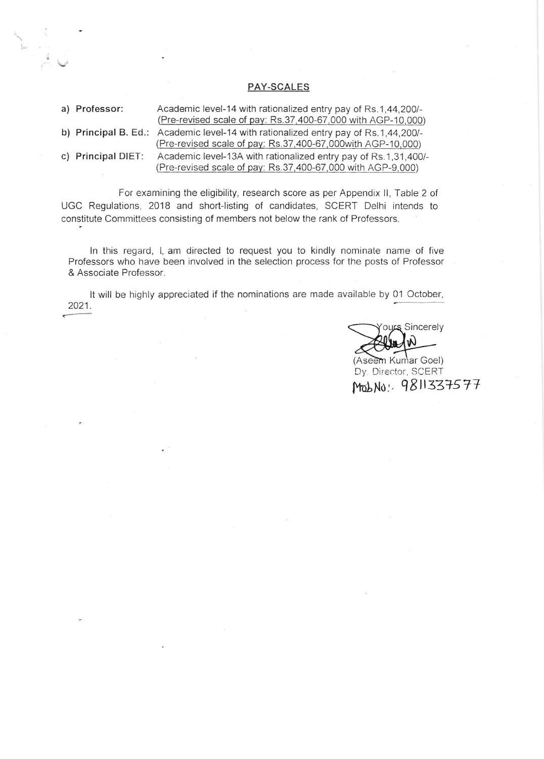## PAY-SCALES

a) **Professor:** Academic level-14 with rationalized entry pay of Rs.1,44,200/-
(Pre-revised scale of pay: Rs.37,400-67,000 with AGP-10,000)

b) **Principal B. Ed.:** Academic level-14 with rationalized entry pay of Rs.1,44,200/-
(Pre-revised scale of pay: Rs.37,400-67,000with AGP-10,000)

c) **Principal DIET:** Academic level-13A with rationalized entry pay of Rs.1,31,400/-
(Pre-revised scale of pay: Rs.37,400-67,000 with AGP-9,000)

For examining the eligibility, research score as per Appendix II, Table 2 of UGC Regulations, 2018 and short-listing of candidates, SCERT Delhi intends to constitute Committees consisting of members not below the rank of Professors.

In this regard, I am directed to request you to kindly nominate name of five Professors who have been involved in the selection process for the posts of Professor & Associate Professor.

It will be highly appreciated if the nominations are made available by 01 October, 2021.

Yours Sincerely

(Aseem Kumar Goel)
Dy. Director, SCERT
Mob No.: 9811337577